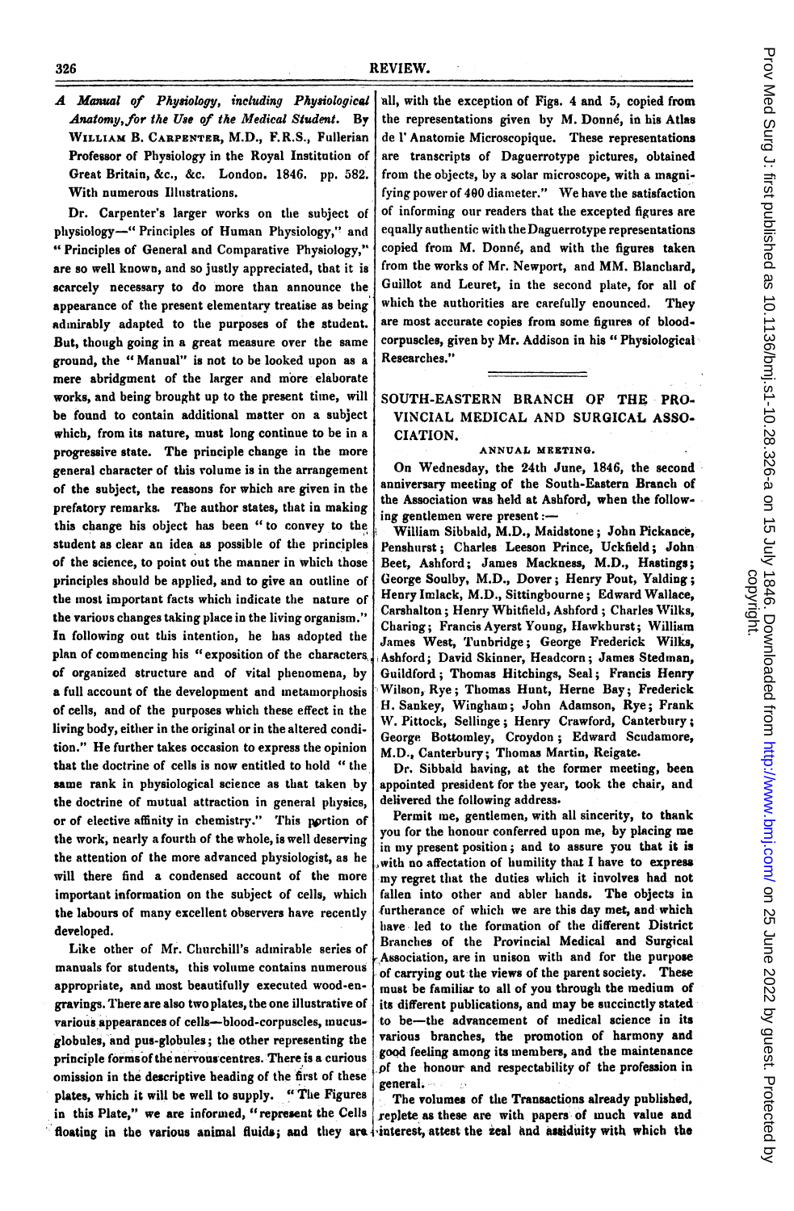*A Manual of Physiology, including Physiological Anatomy, for the Use of the Medical Student.* By WILLIAM B. CARPENTER, M.D., F.R.S., Fullerian Professor of Physiology in the Royal Institution of Great Britain, &c., &c. London. 1846. pp. 582. With numerous Illustrations.

Dr. Carpenter's larger works on the subject of physiology—"Principles of Human Physiology," and "Principles of General and Comparative Physiology," are so well known, and so justly appreciated, that it is scarcely necessary to do more than announce the appearance of the present elementary treatise as being admirably adapted to the purposes of the student. But, though going in a great measure over the same ground, the "Manual" is not to be looked upon as a mere abridgment of the larger and more elaborate works, and being brought up to the present time, will be found to contain additional matter on a subject which, from its nature, must long continue to be in a progressive state. The principle change in the more general character of this volume is in the arrangement of the subject, the reasons for which are given in the prefatory remarks. The author states, that in making this change his object has been "to convey to the student as clear an idea as possible of the principles of the science, to point out the manner in which those principles should be applied, and to give an outline of the most important facts which indicate the nature of the various changes taking place in the living organism." In following out this intention, he has adopted the plan of commencing his "exposition of the characters of organized structure and of vital phenomena, by a full account of the development and metamorphosis of cells, and of the purposes which these effect in the living body, either in the original or in the altered condition." He further takes occasion to express the opinion that the doctrine of cells is now entitled to hold "the same rank in physiological science as that taken by the doctrine of mutual attraction in general physics, or of elective affinity in chemistry." This portion of the work, nearly a fourth of the whole, is well deserving the attention of the more advanced physiologist, as he will there find a condensed account of the more important information on the subject of cells, which the labours of many excellent observers have recently developed.

Like other of Mr. Churchill's admirable series of manuals for students, this volume contains numerous appropriate, and most beautifully executed wood-engravings. There are also two plates, the one illustrative of various appearances of cells—blood-corpuscles, mucus-globules, and pus-globules; the other representing the principle forms of the nervous centres. There is a curious omission in the descriptive heading of the first of these plates, which it will be well to supply. "The Figures in this Plate," we are informed, "represent the Cells floating in the various animal fluids; and they are all, with the exception of Figs. 4 and 5, copied from the representations given by M. Donné, in his Atlas de l' Anatomie Microscopique. These representations are transcripts of Daguerrotype pictures, obtained from the objects, by a solar microscope, with a magnifying power of 400 diameter." We have the satisfaction of informing our readers that the excepted figures are equally authentic with the Daguerrotype representations copied from M. Donné, and with the figures taken from the works of Mr. Newport, and MM. Blanchard, Guillot and Leuret, in the second plate, for all of which the authorities are carefully enounced. They are most accurate copies from some figures of blood-corpuscles, given by Mr. Addison in his "Physiological Researches."

## SOUTH-EASTERN BRANCH OF THE PROVINCIAL MEDICAL AND SURGICAL ASSOCIATION.

### ANNUAL MEETING.

On Wednesday, the 24th June, 1846, the second anniversary meeting of the South-Eastern Branch of the Association was held at Ashford, when the following gentlemen were present:—

William Sibbald, M.D., Maidstone; John Pickance, Penshurst; Charles Leeson Prince, Uckfield; John Beet, Ashford; James Mackness, M.D., Hastings; George Soulby, M.D., Dover; Henry Pout, Yalding; Henry Imlack, M.D., Sittingbourne; Edward Wallace, Carshalton; Henry Whitfield, Ashford; Charles Wilks, Charing; Francis Ayerst Young, Hawkhurst; William James West, Tunbridge; George Frederick Wilks, Ashford; David Skinner, Headcorn; James Stedman, Guildford; Thomas Hitchings, Seal; Francis Henry Wilson, Rye; Thomas Hunt, Herne Bay; Frederick H. Sankey, Wingham; John Adamson, Rye; Frank W. Pittock, Sellinge; Henry Crawford, Canterbury; George Bottomley, Croydon; Edward Scudamore, M.D., Canterbury; Thomas Martin, Reigate.

Dr. Sibbald having, at the former meeting, been appointed president for the year, took the chair, and delivered the following address.

Permit me, gentlemen, with all sincerity, to thank you for the honour conferred upon me, by placing me in my present position; and to assure you that it is with no affectation of humility that I have to express my regret that the duties which it involves had not fallen into other and abler hands. The objects in furtherance of which we are this day met, and which have led to the formation of the different District Branches of the Provincial Medical and Surgical Association, are in unison with and for the purpose of carrying out the views of the parent society. These must be familiar to all of you through the medium of its different publications, and may be succinctly stated to be—the advancement of medical science in its various branches, the promotion of harmony and good feeling among its members, and the maintenance of the honour and respectability of the profession in general.

The volumes of the Transactions already published, replete as these are with papers of much value and interest, attest the zeal and assiduity with which the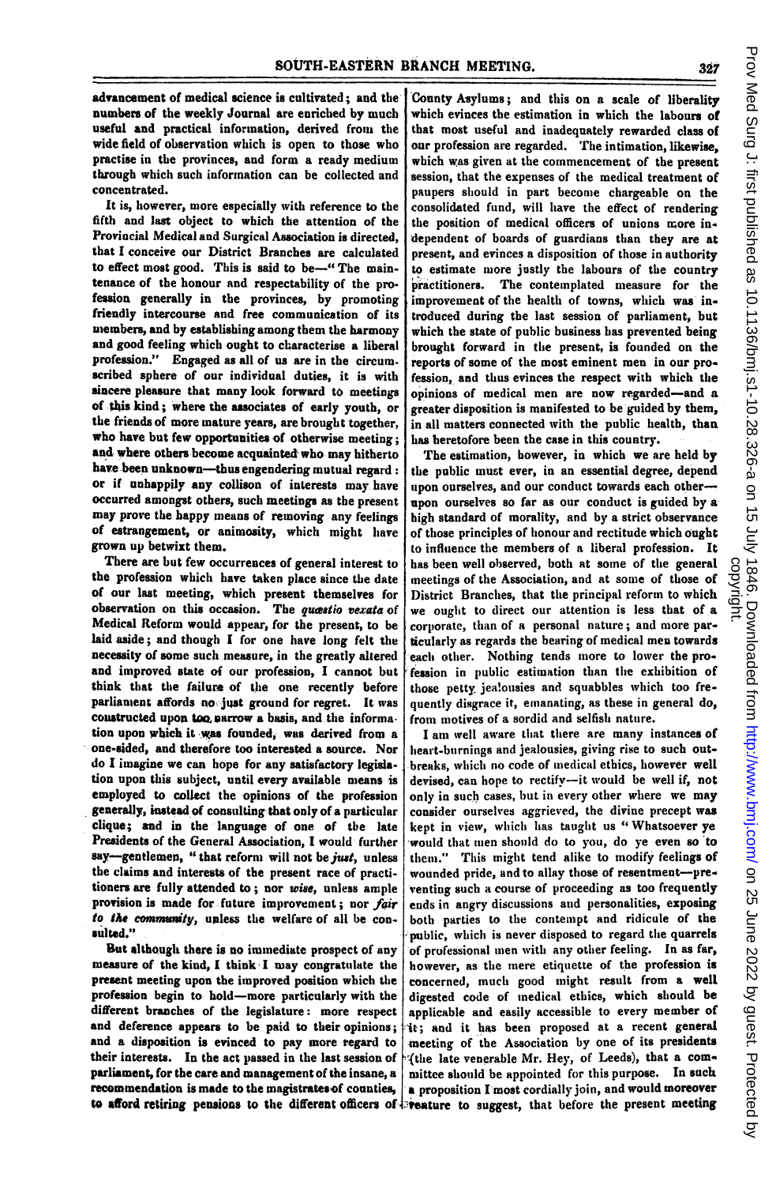advancement of medical science is cultivated; and the numbers of the weekly Journal are enriched by much useful and practical information, derived from the wide field of observation which is open to those who practise in the provinces, and form a ready medium through which such information can be collected and concentrated.

It is, however, more especially with reference to the fifth and last object to which the attention of the Provincial Medical and Surgical Association is directed, that I conceive our District Branches are calculated to effect most good. This is said to be—"The maintenance of the honour and respectability of the profession generally in the provinces, by promoting friendly intercourse and free communication of its members, and by establishing among them the harmony and good feeling which ought to characterise a liberal profession." Engaged as all of us are in the circumscribed sphere of our individual duties, it is with sincere pleasure that many look forward to meetings of this kind; where the associates of early youth, or the friends of more mature years, are brought together, who have but few opportunities of otherwise meeting; and where others become acquainted who may hitherto have been unknown—thus engendering mutual regard: or if unhappily any collison of interests may have occurred amongst others, such meetings as the present may prove the happy means of removing any feelings of estrangement, or animosity, which might have grown up betwixt them.

There are but few occurrences of general interest to the profession which have taken place since the date of our last meeting, which present themselves for observation on this occasion. The *quæstio vexata* of Medical Reform would appear, for the present, to be laid aside; and though I for one have long felt the necessity of some such measure, in the greatly altered and improved state of our profession, I cannot but think that the failure of the one recently before parliament affords no just ground for regret. It was constructed upon too narrow a basis, and the information upon which it was founded, was derived from a one-sided, and therefore too interested a source. Nor do I imagine we can hope for any satisfactory legislation upon this subject, until every available means is employed to collect the opinions of the profession generally, instead of consulting that only of a particular clique; and in the language of one of the late Presidents of the General Association, I would further say—gentlemen, "that reform will not be *just*, unless the claims and interests of the present race of practitioners are fully attended to; nor *wise*, unless ample provision is made for future improvement; nor *fair to the community*, unless the welfare of all be consulted."

But although there is no immediate prospect of any measure of the kind, I think I may congratulate the present meeting upon the improved position which the profession begin to hold—more particularly with the different branches of the legislature: more respect and deference appears to be paid to their opinions; and a disposition is evinced to pay more regard to their interests. In the act passed in the last session of parliament, for the care and management of the insane, a recommendation is made to the magistrates of counties, to afford retiring pensions to the different officers of County Asylums; and this on a scale of liberality which evinces the estimation in which the labours of that most useful and inadequately rewarded class of our profession are regarded. The intimation, likewise, which was given at the commencement of the present session, that the expenses of the medical treatment of paupers should in part become chargeable on the consolidated fund, will have the effect of rendering the position of medical officers of unions more independent of boards of guardians than they are at present, and evinces a disposition of those in authority to estimate more justly the labours of the country practitioners. The contemplated measure for the improvement of the health of towns, which was introduced during the last session of parliament, but which the state of public business has prevented being brought forward in the present, is founded on the reports of some of the most eminent men in our profession, and thus evinces the respect with which the opinions of medical men are now regarded—and a greater disposition is manifested to be guided by them, in all matters connected with the public health, than has heretofore been the case in this country.

The estimation, however, in which we are held by the public must ever, in an essential degree, depend upon ourselves, and our conduct towards each other—upon ourselves so far as our conduct is guided by a high standard of morality, and by a strict observance of those principles of honour and rectitude which ought to influence the members of a liberal profession. It has been well observed, both at some of the general meetings of the Association, and at some of those of District Branches, that the principal reform to which we ought to direct our attention is less that of a corporate, than of a personal nature; and more particularly as regards the bearing of medical men towards each other. Nothing tends more to lower the profession in public estimation than the exhibition of those petty jealousies and squabbles which too frequently disgrace it, emanating, as these in general do, from motives of a sordid and selfish nature.

I am well aware that there are many instances of heart-burnings and jealousies, giving rise to such outbreaks, which no code of medical ethics, however well devised, can hope to rectify—it would be well if, not only in such cases, but in every other where we may consider ourselves aggrieved, the divine precept was kept in view, which has taught us "Whatsoever ye would that men should do to you, do ye even so to them." This might tend alike to modify feelings of wounded pride, and to allay those of resentment—preventing such a course of proceeding as too frequently ends in angry discussions and personalities, exposing both parties to the contempt and ridicule of the public, which is never disposed to regard the quarrels of professional men with any other feeling. In as far, however, as the mere etiquette of the profession is concerned, much good might result from a well digested code of medical ethics, which should be applicable and easily accessible to every member of it; and it has been proposed at a recent general meeting of the Association by one of its presidents (the late venerable Mr. Hey, of Leeds), that a committee should be appointed for this purpose. In such a proposition I most cordially join, and would moreover venture to suggest, that before the present meeting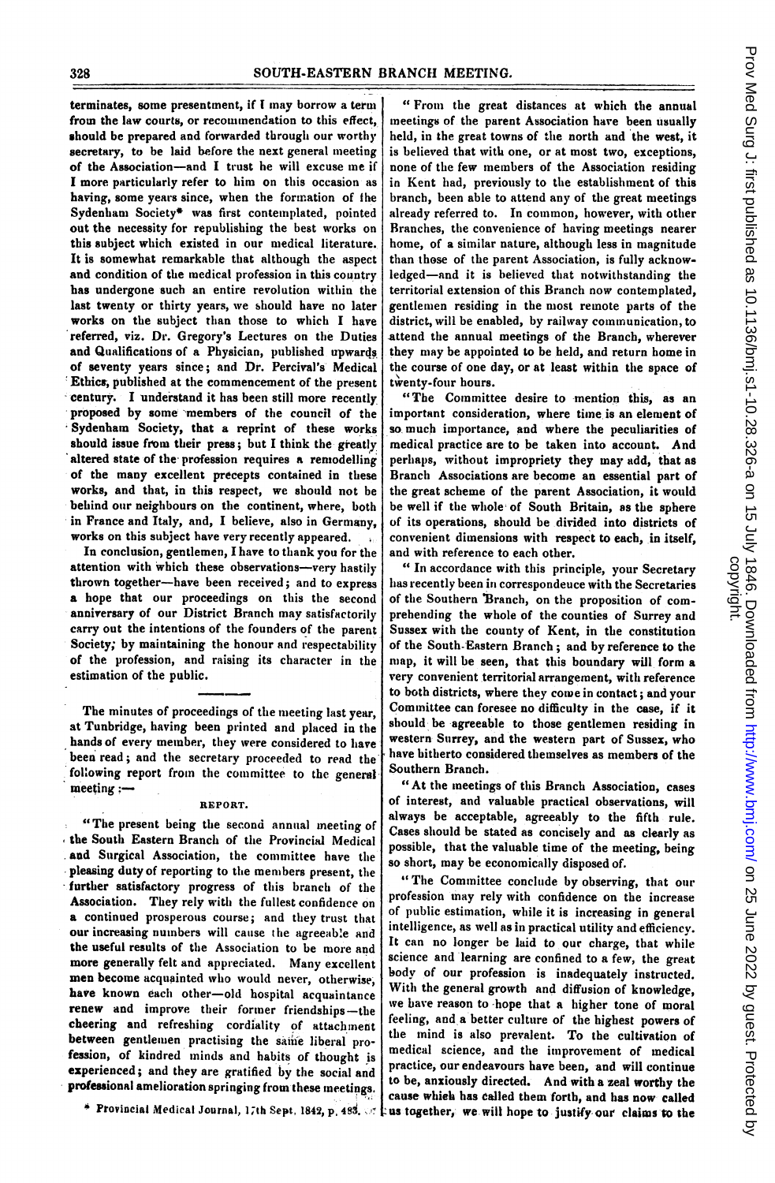terminates, some presentment, if I may borrow a term from the law courts, or recommendation to this effect, should be prepared and forwarded through our worthy secretary, to be laid before the next general meeting of the Association—and I trust he will excuse me if I more particularly refer to him on this occasion as having, some years since, when the formation of the Sydenham Society* was first contemplated, pointed out the necessity for republishing the best works on this subject which existed in our medical literature. It is somewhat remarkable that although the aspect and condition of the medical profession in this country has undergone such an entire revolution within the last twenty or thirty years, we should have no later works on the subject than those to which I have referred, viz. Dr. Gregory's Lectures on the Duties and Qualifications of a Physician, published upwards of seventy years since; and Dr. Percival's Medical Ethics, published at the commencement of the present century. I understand it has been still more recently proposed by some members of the council of the Sydenham Society, that a reprint of these works should issue from their press; but I think the greatly altered state of the profession requires a remodelling of the many excellent precepts contained in these works, and that, in this respect, we should not be behind our neighbours on the continent, where, both in France and Italy, and, I believe, also in Germany, works on this subject have very recently appeared.

In conclusion, gentlemen, I have to thank you for the attention with which these observations—very hastily thrown together—have been received; and to express a hope that our proceedings on this the second anniversary of our District Branch may satisfactorily carry out the intentions of the founders of the parent Society; by maintaining the honour and respectability of the profession, and raising its character in the estimation of the public.

---

The minutes of proceedings of the meeting last year, at Tunbridge, having been printed and placed in the hands of every member, they were considered to have been read; and the secretary proceeded to read the following report from the committee to the general meeting:—

### REPORT.

"The present being the second annual meeting of the South Eastern Branch of the Provincial Medical and Surgical Association, the committee have the pleasing duty of reporting to the members present, the further satisfactory progress of this branch of the Association. They rely with the fullest confidence on a continued prosperous course; and they trust that our increasing numbers will cause the agreeable and the useful results of the Association to be more and more generally felt and appreciated. Many excellent men become acquainted who would never, otherwise, have known each other—old hospital acquaintance renew and improve their former friendships—the cheering and refreshing cordiality of attachment between gentlemen practising the same liberal profession, of kindred minds and habits of thought is experienced; and they are gratified by the social and professional amelioration springing from these meetings.

"From the great distances at which the annual meetings of the parent Association have been usually held, in the great towns of the north and the west, it is believed that with one, or at most two, exceptions, none of the few members of the Association residing in Kent had, previously to the establishment of this branch, been able to attend any of the great meetings already referred to. In common, however, with other Branches, the convenience of having meetings nearer home, of a similar nature, although less in magnitude than those of the parent Association, is fully acknowledged—and it is believed that notwithstanding the territorial extension of this Branch now contemplated, gentlemen residing in the most remote parts of the district, will be enabled, by railway communication, to attend the annual meetings of the Branch, wherever they may be appointed to be held, and return home in the course of one day, or at least within the space of twenty-four hours.

"The Committee desire to mention this, as an important consideration, where time is an element of so much importance, and where the peculiarities of medical practice are to be taken into account. And perhaps, without impropriety they may add, that as Branch Associations are become an essential part of the great scheme of the parent Association, it would be well if the whole of South Britain, as the sphere of its operations, should be divided into districts of convenient dimensions with respect to each, in itself, and with reference to each other.

"In accordance with this principle, your Secretary has recently been in correspondence with the Secretaries of the Southern Branch, on the proposition of comprehending the whole of the counties of Surrey and Sussex with the county of Kent, in the constitution of the South-Eastern Branch; and by reference to the map, it will be seen, that this boundary will form a very convenient territorial arrangement, with reference to both districts, where they come in contact; and your Committee can foresee no difficulty in the case, if it should be agreeable to those gentlemen residing in western Surrey, and the western part of Sussex, who have hitherto considered themselves as members of the Southern Branch.

"At the meetings of this Branch Association, cases of interest, and valuable practical observations, will always be acceptable, agreeably to the fifth rule. Cases should be stated as concisely and as clearly as possible, that the valuable time of the meeting, being so short, may be economically disposed of.

"The Committee conclude by observing, that our profession may rely with confidence on the increase of public estimation, while it is increasing in general intelligence, as well as in practical utility and efficiency. It can no longer be laid to our charge, that while science and learning are confined to a few, the great body of our profession is inadequately instructed. With the general growth and diffusion of knowledge, we have reason to hope that a higher tone of moral feeling, and a better culture of the highest powers of the mind is also prevalent. To the cultivation of medical science, and the improvement of medical practice, our endeavours have been, and will continue to be, anxiously directed. And with a zeal worthy the cause which has called them forth, and has now called us together, we will hope to justify our claims to the

\* Provincial Medical Journal, 17th Sept. 1842, p. 483.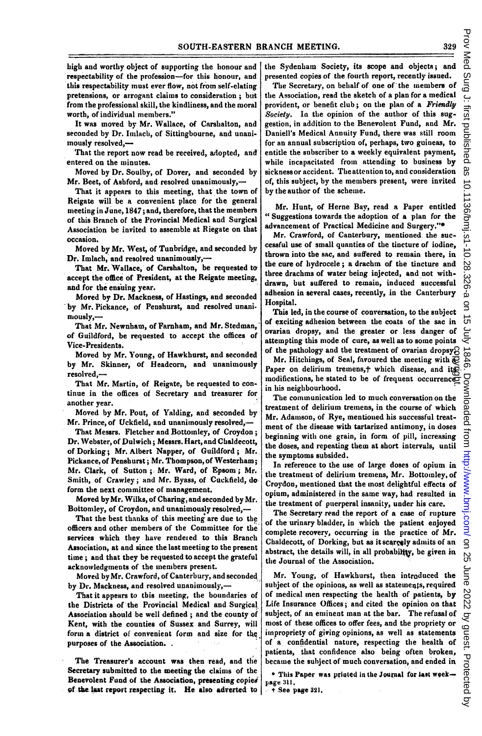high and worthy object of supporting the honour and respectability of the profession—for this honour, and this respectability must ever flow, not from self-elating pretensions, or arrogant claims to consideration; but from the professional skill, the kindliness, and the moral worth, of individual members."

It was moved by Mr. Wallace, of Carshalton, and seconded by Dr. Imlach, of Sittingbourne, and unanimously resolved,—

That the report now read be received, adopted, and entered on the minutes.

Moved by Dr. Soulby, of Dover, and seconded by Mr. Beet, of Ashford, and resolved unanimously,—

That it appears to this meeting, that the town of Reigate will be a convenient place for the general meeting in June, 1847; and, therefore, that the members of this Branch of the Provincial Medical and Surgical Association be invited to assemble at Reigate on that occasion.

Moved by Mr. West, of Tunbridge, and seconded by Dr. Imlach, and resolved unanimously,—

That Mr. Wallace, of Carshalton, be requested to accept the office of President, at the Reigate meeting, and for the ensuing year.

Moved by Dr. Mackness, of Hastings, and seconded by Mr. Pickance, of Penshurst, and resolved unanimously,—

That Mr. Newnham, of Farnham, and Mr. Stedman, of Guildford, be requested to accept the offices of Vice-Presidents.

Moved by Mr. Young, of Hawkhurst, and seconded by Mr. Skinner, of Headcorn, and unanimously resolved,—

That Mr. Martin, of Reigate, be requested to continue in the offices of Secretary and treasurer for another year.

Moved by Mr. Pout, of Yalding, and seconded by Mr. Prince, of Uckfield, and unanimously resolved,—

That Messrs. Fletcher and Bottomley, of Croydon; Dr. Webster, of Dulwich; Messrs. Hart, and Chaldecott, of Dorking; Mr. Albert Napper, of Guildford; Mr. Pickance, of Penshurst; Mr. Thompson, of Westerham; Mr. Clark, of Sutton; Mr. Ward, of Epsom; Mr. Smith, of Crawley; and Mr. Byass, of Cuckfield, do form the next committee of management.

Moved by Mr. Wilks, of Charing, and seconded by Mr. Bottomley, of Croydon, and unanimously resolved,—

That the best thanks of this meeting are due to the officers and other members of the Committee for the services which they have rendered to this Branch Association, at and since the last meeting to the present time; and that they be requested to accept the grateful acknowledgments of the members present.

Moved by Mr. Crawford, of Canterbury, and seconded by Dr. Mackness, and resolved unanimously,—

That it appears to this meeting, the boundaries of the Districts of the Provincial Medical and Surgical Association should be well defined; and the county of Kent, with the counties of Sussex and Surrey, will form a district of convenient form and size for the purposes of the Association.

The Treasurer's account was then read, and the Secretary submitted to the meeting the claims of the Benevolent Fund of the Association, presenting copies of the last report respecting it. He also adverted to the Sydenham Society, its scope and objects; and presented copies of the fourth report, recently issued.

The Secretary, on behalf of one of the members of the Association, read the sketch of a plan for a medical provident, or benefit club; on the plan of a *Friendly Society*. In the opinion of the author of this suggestion, in addition to the Benevolent Fund, and Mr. Daniell's Medical Annuity Fund, there was still room for an annual subscription of, perhaps, two guineas, to entitle the subscriber to a weekly equivalent payment, while incapacitated from attending to business by sickness or accident. The attention to, and consideration of, this subject, by the members present, were invited by the author of the scheme.

Mr. Hunt, of Herne Bay, read a Paper entitled "Suggestions towards the adoption of a plan for the advancement of Practical Medicine and Surgery."*

Mr. Crawford, of Canterbury, mentioned the successful use of small quantities of the tincture of iodine, thrown into the sac, and suffered to remain there, in the cure of hydrocele; a drachm of the tincture and three drachms of water being injected, and not withdrawn, but suffered to remain, induced successful adhesion in several cases, recently, in the Canterbury Hospital.

This led, in the course of conversation, to the subject of exciting adhesion between the coats of the sac in ovarian dropsy, and the greater or less danger of attempting this mode of cure, as well as to some points of the pathology and the treatment of ovarian dropsy.

Mr. Hitchings, of Seal, favoured the meeting with a Paper on delirium tremens,† which disease, and its modifications, he stated to be of frequent occurrence in his neighbourhood.

The communication led to much conversation on the treatment of delirium tremens, in the course of which Mr. Adamson, of Rye, mentioned his successful treatment of the disease with tartarized antimony, in doses beginning with one grain, in form of pill, increasing the doses, and repeating them at short intervals, until the symptoms subsided.

In reference to the use of large doses of opium in the treatment of delirium tremens, Mr. Bottomley, of Croydon, mentioned that the most delightful effects of opium, administered in the same way, had resulted in the treatment of puerperal insanity, under his care.

The Secretary read the report of a case of rupture of the urinary bladder, in which the patient enjoyed complete recovery, occurring in the practice of Mr. Chaldecott, of Dorking, but as it scarcely admits of an abstract, the details will, in all probability, be given in the Journal of the Association.

Mr. Young, of Hawkhurst, then introduced the subject of the opinions, as well as statements, required of medical men respecting the health of patients, by Life Insurance Offices; and cited the opinion on that subject, of an eminent man at the bar. The refusal of most of these offices to offer fees, and the propriety or impropriety of giving opinions, as well as statements of a confidential nature, respecting the health of patients, that confidence also being often broken, became the subject of much conversation, and ended in

\* This Paper was printed in the Journal for last week—page 311.

† See page 321.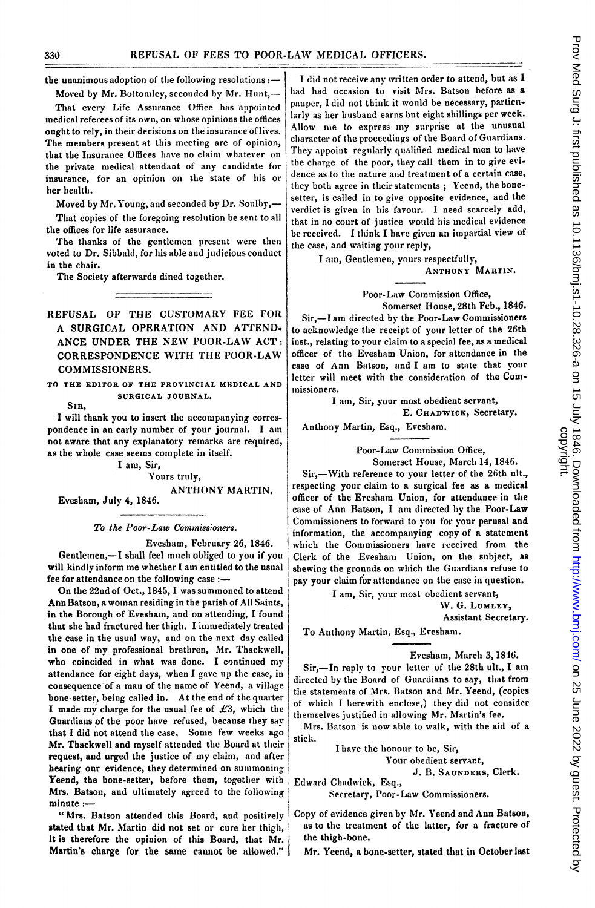the unanimous adoption of the following resolutions :—

Moved by Mr. Bottomley, seconded by Mr. Hunt,—

That every Life Assurance Office has appointed medical referees of its own, on whose opinions the offices ought to rely, in their decisions on the insurance of lives. The members present at this meeting are of opinion, that the Insurance Offices have no claim whatever on the private medical attendant of any candidate for insurance, for an opinion on the state of his or her health.

Moved by Mr. Young, and seconded by Dr. Soulby,—

That copies of the foregoing resolution be sent to all the offices for life assurance.

The thanks of the gentlemen present were then voted to Dr. Sibbald, for his able and judicious conduct in the chair.

The Society afterwards dined together.

## REFUSAL OF THE CUSTOMARY FEE FOR A SURGICAL OPERATION AND ATTENDANCE UNDER THE NEW POOR-LAW ACT: CORRESPONDENCE WITH THE POOR-LAW COMMISSIONERS.

TO THE EDITOR OF THE PROVINCIAL MEDICAL AND SURGICAL JOURNAL.

SIR,

I will thank you to insert the accompanying correspondence in an early number of your journal. I am not aware that any explanatory remarks are required, as the whole case seems complete in itself.

I am, Sir,
Yours truly,
ANTHONY MARTIN.

Evesham, July 4, 1846.

*To the Poor-Law Commissioners.*

Evesham, February 26, 1846.

Gentlemen,—I shall feel much obliged to you if you will kindly inform me whether I am entitled to the usual fee for attendance on the following case :—

On the 22nd of Oct., 1845, I was summoned to attend Ann Batson, a woman residing in the parish of All Saints, in the Borough of Evesham, and on attending, I found that she had fractured her thigh. I immediately treated the case in the usual way, and on the next day called in one of my professional brethren, Mr. Thackwell, who coincided in what was done. I continued my attendance for eight days, when I gave up the case, in consequence of a man of the name of Yeend, a village bone-setter, being called in. At the end of the quarter I made my charge for the usual fee of £3, which the Guardians of the poor have refused, because they say that I did not attend the case. Some few weeks ago Mr. Thackwell and myself attended the Board at their request, and urged the justice of my claim, and after hearing our evidence, they determined on summoning Yeend, the bone-setter, before them, together with Mrs. Batson, and ultimately agreed to the following minute :—

"Mrs. Batson attended this Board, and positively stated that Mr. Martin did not set or cure her thigh, it is therefore the opinion of this Board, that Mr. Martin's charge for the same cannot be allowed."

I did not receive any written order to attend, but as I had had occasion to visit Mrs. Batson before as a pauper, I did not think it would be necessary, particularly as her husband earns but eight shillings per week. Allow me to express my surprise at the unusual character of the proceedings of the Board of Guardians. They appoint regularly qualified medical men to have the charge of the poor, they call them in to give evidence as to the nature and treatment of a certain case, they both agree in their statements; Yeend, the bone-setter, is called in to give opposite evidence, and the verdict is given in his favour. I need scarcely add, that in no court of justice would his medical evidence be received. I think I have given an impartial view of the case, and waiting your reply,

I am, Gentlemen, yours respectfully,
ANTHONY MARTIN.

Poor-Law Commission Office,
Somerset House, 28th Feb., 1846.

Sir,—I am directed by the Poor-Law Commissioners to acknowledge the receipt of your letter of the 26th inst., relating to your claim to a special fee, as a medical officer of the Evesham Union, for attendance in the case of Ann Batson, and I am to state that your letter will meet with the consideration of the Commissioners.

I am, Sir, your most obedient servant,
E. CHADWICK, Secretary.

Anthony Martin, Esq., Evesham.

Poor-Law Commission Office,
Somerset House, March 14, 1846.

Sir,—With reference to your letter of the 26th ult., respecting your claim to a surgical fee as a medical officer of the Evesham Union, for attendance in the case of Ann Batson, I am directed by the Poor-Law Commissioners to forward to you for your perusal and information, the accompanying copy of a statement which the Commissioners have received from the Clerk of the Evesham Union, on the subject, as shewing the grounds on which the Guardians refuse to pay your claim for attendance on the case in question.

I am, Sir, your most obedient servant,
W. G. LUMLEY,
Assistant Secretary.

To Anthony Martin, Esq., Evesham.

Evesham, March 3, 1846.

Sir,—In reply to your letter of the 28th ult., I am directed by the Board of Guardians to say, that from the statements of Mrs. Batson and Mr. Yeend, (copies of which I herewith enclose,) they did not consider themselves justified in allowing Mr. Martin's fee.

Mrs. Batson is now able to walk, with the aid of a stick.

I have the honour to be, Sir,
Your obedient servant,
J. B. SAUNDERS, Clerk.

Edward Chadwick, Esq.,
Secretary, Poor-Law Commissioners.

Copy of evidence given by Mr. Yeend and Ann Batson, as to the treatment of the latter, for a fracture of the thigh-bone.

Mr. Yeend, a bone-setter, stated that in October last